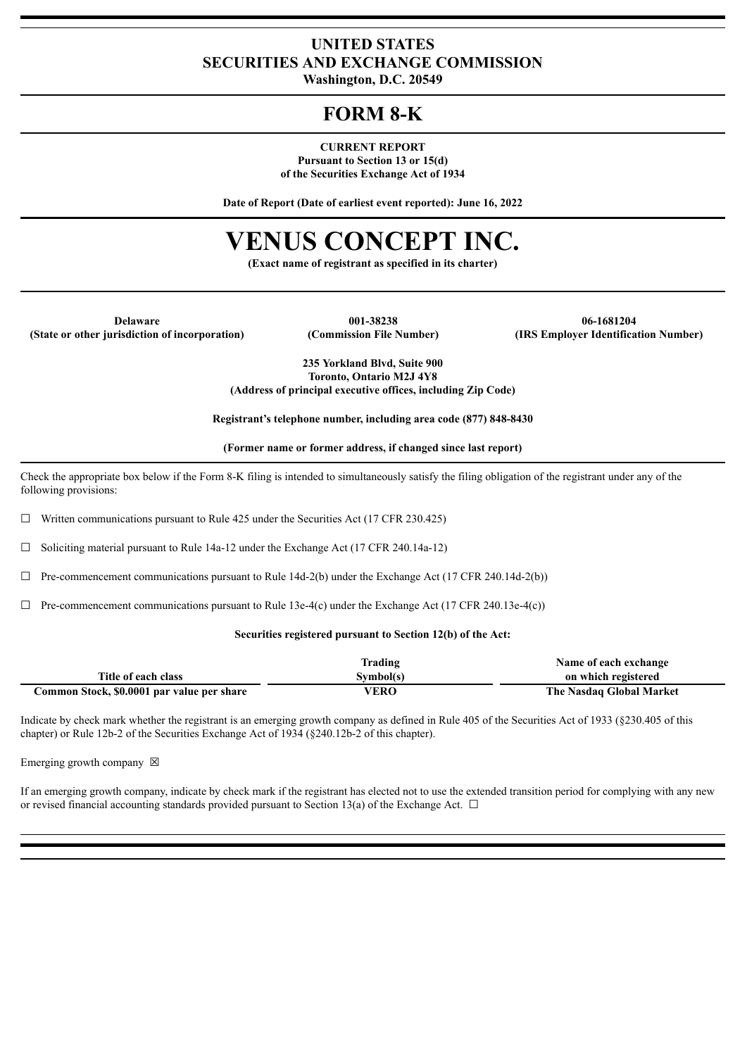# UNITED STATES
# SECURITIES AND EXCHANGE COMMISSION
**Washington, D.C. 20549**

# FORM 8-K

**CURRENT REPORT**
**Pursuant to Section 13 or 15(d)**
**of the Securities Exchange Act of 1934**

**Date of Report (Date of earliest event reported): June 16, 2022**

# VENUS CONCEPT INC.
**(Exact name of registrant as specified in its charter)**

| Delaware | 001-38238 | 06-1681204 |
|---|---|---|
| (State or other jurisdiction of incorporation) | (Commission File Number) | (IRS Employer Identification Number) |

**235 Yorkland Blvd, Suite 900**
**Toronto, Ontario M2J 4Y8**
**(Address of principal executive offices, including Zip Code)**

**Registrant's telephone number, including area code (877) 848-8430**

**(Former name or former address, if changed since last report)**

Check the appropriate box below if the Form 8-K filing is intended to simultaneously satisfy the filing obligation of the registrant under any of the following provisions:

☐ Written communications pursuant to Rule 425 under the Securities Act (17 CFR 230.425)

☐ Soliciting material pursuant to Rule 14a-12 under the Exchange Act (17 CFR 240.14a-12)

☐ Pre-commencement communications pursuant to Rule 14d-2(b) under the Exchange Act (17 CFR 240.14d-2(b))

☐ Pre-commencement communications pursuant to Rule 13e-4(c) under the Exchange Act (17 CFR 240.13e-4(c))

**Securities registered pursuant to Section 12(b) of the Act:**

| Title of each class | Trading Symbol(s) | Name of each exchange on which registered |
|---|---|---|
| Common Stock, $0.0001 par value per share | VERO | The Nasdaq Global Market |

Indicate by check mark whether the registrant is an emerging growth company as defined in Rule 405 of the Securities Act of 1933 (§230.405 of this chapter) or Rule 12b-2 of the Securities Exchange Act of 1934 (§240.12b-2 of this chapter).

Emerging growth company ☒

If an emerging growth company, indicate by check mark if the registrant has elected not to use the extended transition period for complying with any new or revised financial accounting standards provided pursuant to Section 13(a) of the Exchange Act. ☐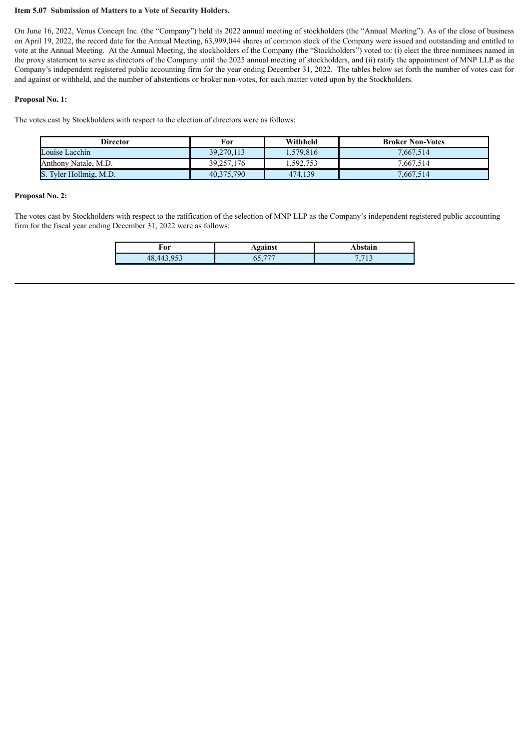**Item 5.07 Submission of Matters to a Vote of Security Holders.**

On June 16, 2022, Venus Concept Inc. (the "Company") held its 2022 annual meeting of stockholders (the "Annual Meeting"). As of the close of business on April 19, 2022, the record date for the Annual Meeting, 63,999,044 shares of common stock of the Company were issued and outstanding and entitled to vote at the Annual Meeting. At the Annual Meeting, the stockholders of the Company (the "Stockholders") voted to: (i) elect the three nominees named in the proxy statement to serve as directors of the Company until the 2025 annual meeting of stockholders, and (ii) ratify the appointment of MNP LLP as the Company's independent registered public accounting firm for the year ending December 31, 2022. The tables below set forth the number of votes cast for and against or withheld, and the number of abstentions or broker non-votes, for each matter voted upon by the Stockholders.

**Proposal No. 1:**

The votes cast by Stockholders with respect to the election of directors were as follows:

| Director | For | Withheld | Broker Non-Votes |
|---|---|---|---|
| Louise Lacchin | 39,270,113 | 1,579,816 | 7,667,514 |
| Anthony Natale, M.D. | 39,257,176 | 1,592,753 | 7,667,514 |
| S. Tyler Hollmig, M.D. | 40,375,790 | 474,139 | 7,667,514 |

**Proposal No. 2:**

The votes cast by Stockholders with respect to the ratification of the selection of MNP LLP as the Company's independent registered public accounting firm for the fiscal year ending December 31, 2022 were as follows:

| For | Against | Abstain |
|---|---|---|
| 48,443,953 | 65,777 | 7,713 |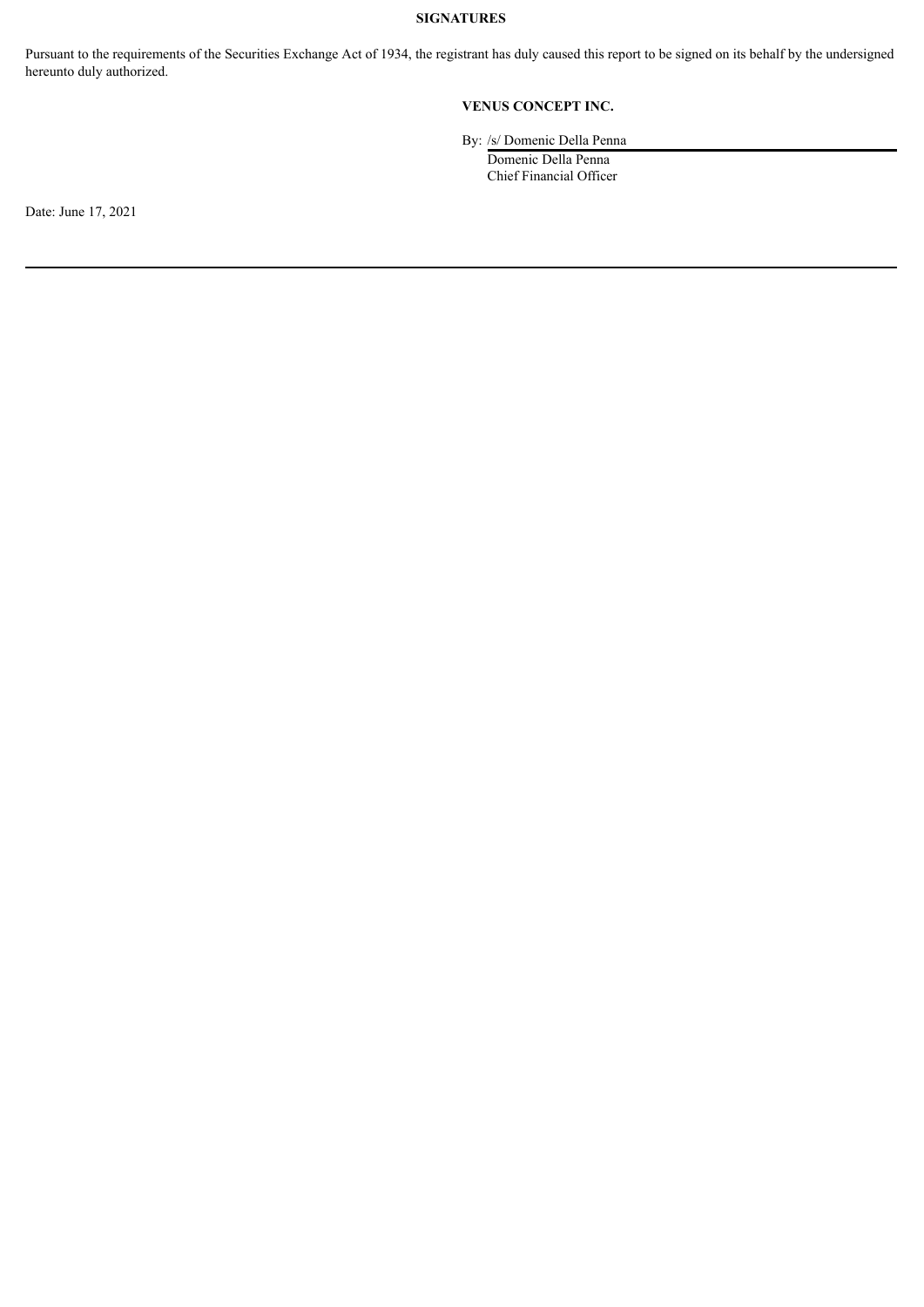**SIGNATURES**

Pursuant to the requirements of the Securities Exchange Act of 1934, the registrant has duly caused this report to be signed on its behalf by the undersigned hereunto duly authorized.

**VENUS CONCEPT INC.**

By: /s/ Domenic Della Penna
Domenic Della Penna
Chief Financial Officer

Date: June 17, 2021